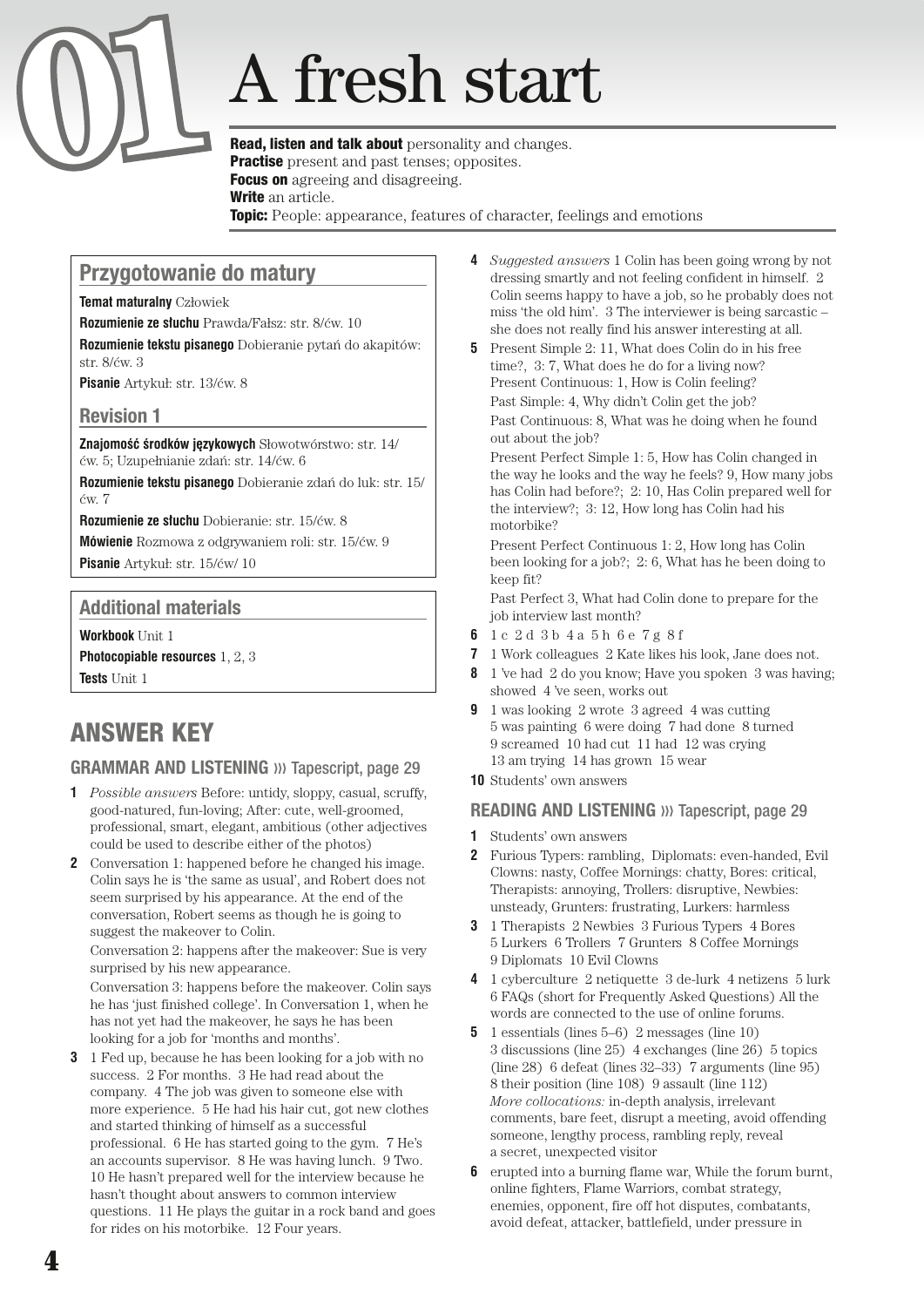# 01 A fresh start

**Read, listen and talk about** personality and changes.
**Practise** present and past tenses; opposites.
**Focus on** agreeing and disagreeing.
**Write** an article.
**Topic:** People: appearance, features of character, feelings and emotions

## Przygotowanie do matury

**Temat maturalny** Człowiek

**Rozumienie ze słuchu** Prawda/Fałsz: str. 8/ćw. 10

**Rozumienie tekstu pisanego** Dobieranie pytań do akapitów: str. 8/ćw. 3

**Pisanie** Artykuł: str. 13/ćw. 8

## Revision 1

**Znajomość środków językowych** Słowotwórstwo: str. 14/ćw. 5; Uzupełnianie zdań: str. 14/ćw. 6

**Rozumienie tekstu pisanego** Dobieranie zdań do luk: str. 15/ćw. 7

**Rozumienie ze słuchu** Dobieranie: str. 15/ćw. 8

**Mówienie** Rozmowa z odgrywaniem roli: str. 15/ćw. 9

**Pisanie** Artykuł: str. 15/ćw/ 10

## Additional materials

**Workbook** Unit 1

**Photocopiable resources** 1, 2, 3

**Tests** Unit 1

## ANSWER KEY

### GRAMMAR AND LISTENING ››› Tapescript, page 29

**1** *Possible answers* Before: untidy, sloppy, casual, scruffy, good-natured, fun-loving; After: cute, well-groomed, professional, smart, elegant, ambitious (other adjectives could be used to describe either of the photos)

**2** Conversation 1: happened before he changed his image. Colin says he is 'the same as usual', and Robert does not seem surprised by his appearance. At the end of the conversation, Robert seems as though he is going to suggest the makeover to Colin.
Conversation 2: happens after the makeover: Sue is very surprised by his new appearance.
Conversation 3: happens before the makeover. Colin says he has 'just finished college'. In Conversation 1, when he has not yet had the makeover, he says he has been looking for a job for 'months and months'.

**3** 1 Fed up, because he has been looking for a job with no success. 2 For months. 3 He had read about the company. 4 The job was given to someone else with more experience. 5 He had his hair cut, got new clothes and started thinking of himself as a successful professional. 6 He has started going to the gym. 7 He's an accounts supervisor. 8 He was having lunch. 9 Two. 10 He hasn't prepared well for the interview because he hasn't thought about answers to common interview questions. 11 He plays the guitar in a rock band and goes for rides on his motorbike. 12 Four years.

**4** *Suggested answers* 1 Colin has been going wrong by not dressing smartly and not feeling confident in himself. 2 Colin seems happy to have a job, so he probably does not miss 'the old him'. 3 The interviewer is being sarcastic – she does not really find his answer interesting at all.

**5** Present Simple 2: 11, What does Colin do in his free time?, 3: 7, What does he do for a living now?
Present Continuous: 1, How is Colin feeling?
Past Simple: 4, Why didn't Colin get the job?
Past Continuous: 8, What was he doing when he found out about the job?
Present Perfect Simple 1: 5, How has Colin changed in the way he looks and the way he feels? 9, How many jobs has Colin had before?; 2: 10, Has Colin prepared well for the interview?; 3: 12, How long has Colin had his motorbike?
Present Perfect Continuous 1: 2, How long has Colin been looking for a job?; 2: 6, What has he been doing to keep fit?
Past Perfect 3, What had Colin done to prepare for the job interview last month?

**6** 1 c 2 d 3 b 4 a 5 h 6 e 7 g 8 f

**7** 1 Work colleagues 2 Kate likes his look, Jane does not.

**8** 1 've had 2 do you know; Have you spoken 3 was having; showed 4 've seen, works out

**9** 1 was looking 2 wrote 3 agreed 4 was cutting 5 was painting 6 were doing 7 had done 8 turned 9 screamed 10 had cut 11 had 12 was crying 13 am trying 14 has grown 15 wear

**10** Students' own answers

### READING AND LISTENING ››› Tapescript, page 29

**1** Students' own answers

**2** Furious Typers: rambling, Diplomats: even-handed, Evil Clowns: nasty, Coffee Mornings: chatty, Bores: critical, Therapists: annoying, Trollers: disruptive, Newbies: unsteady, Grunters: frustrating, Lurkers: harmless

**3** 1 Therapists 2 Newbies 3 Furious Typers 4 Bores 5 Lurkers 6 Trollers 7 Grunters 8 Coffee Mornings 9 Diplomats 10 Evil Clowns

**4** 1 cyberculture 2 netiquette 3 de-lurk 4 netizens 5 lurk 6 FAQs (short for Frequently Asked Questions) All the words are connected to the use of online forums.

**5** 1 essentials (lines 5–6) 2 messages (line 10) 3 discussions (line 25) 4 exchanges (line 26) 5 topics (line 28) 6 defeat (lines 32–33) 7 arguments (line 95) 8 their position (line 108) 9 assault (line 112)
*More collocations:* in-depth analysis, irrelevant comments, bare feet, disrupt a meeting, avoid offending someone, lengthy process, rambling reply, reveal a secret, unexpected visitor

**6** erupted into a burning flame war, While the forum burnt, online fighters, Flame Warriors, combat strategy, enemies, opponent, fire off hot disputes, combatants, avoid defeat, attacker, battlefield, under pressure in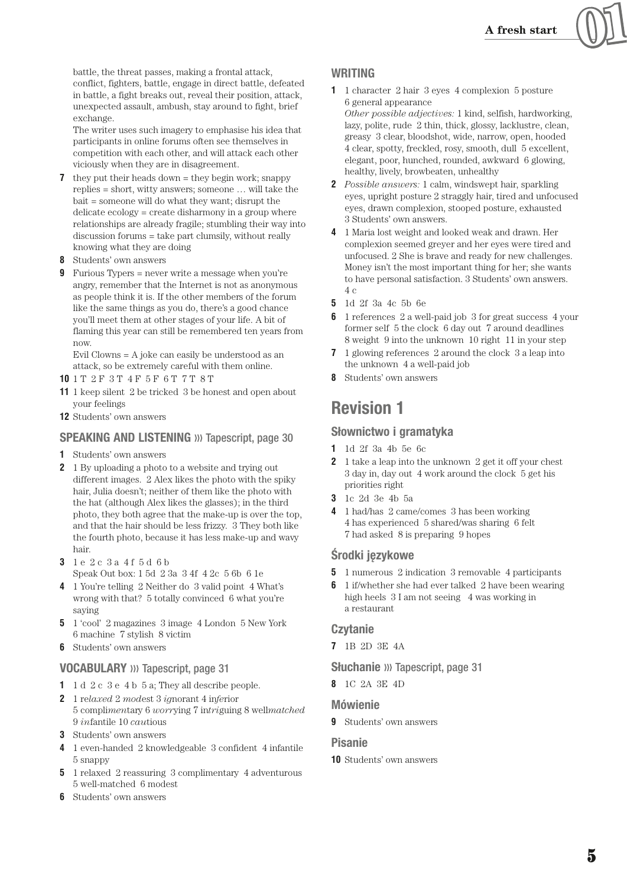battle, the threat passes, making a frontal attack, conflict, fighters, battle, engage in direct battle, defeated in battle, a fight breaks out, reveal their position, attack, unexpected assault, ambush, stay around to fight, brief exchange.
The writer uses such imagery to emphasise his idea that participants in online forums often see themselves in competition with each other, and will attack each other viciously when they are in disagreement.

**7** they put their heads down = they begin work; snappy replies = short, witty answers; someone … will take the bait = someone will do what they want; disrupt the delicate ecology = create disharmony in a group where relationships are already fragile; stumbling their way into discussion forums = take part clumsily, without really knowing what they are doing

**8** Students' own answers

**9** Furious Typers = never write a message when you're angry, remember that the Internet is not as anonymous as people think it is. If the other members of the forum like the same things as you do, there's a good chance you'll meet them at other stages of your life. A bit of flaming this year can still be remembered ten years from now.
Evil Clowns = A joke can easily be understood as an attack, so be extremely careful with them online.

**10** 1 T 2 F 3 T 4 F 5 F 6 T 7 T 8 T

**11** 1 keep silent 2 be tricked 3 be honest and open about your feelings

**12** Students' own answers

### SPEAKING AND LISTENING ››› Tapescript, page 30

**1** Students' own answers

**2** 1 By uploading a photo to a website and trying out different images. 2 Alex likes the photo with the spiky hair, Julia doesn't; neither of them like the photo with the hat (although Alex likes the glasses); in the third photo, they both agree that the make-up is over the top, and that the hair should be less frizzy. 3 They both like the fourth photo, because it has less make-up and wavy hair.

**3** 1 e 2 c 3 a 4 f 5 d 6 b
Speak Out box: 1 5d 2 3a 3 4f 4 2c 5 6b 6 1e

**4** 1 You're telling 2 Neither do 3 valid point 4 What's wrong with that? 5 totally convinced 6 what you're saying

**5** 1 'cool' 2 magazines 3 image 4 London 5 New York 6 machine 7 stylish 8 victim

**6** Students' own answers

### VOCABULARY ››› Tapescript, page 31

**1** 1 d 2 c 3 e 4 b 5 a; They all describe people.

**2** 1 re*laxed* 2 *mod*est 3 *ig*norant 4 in*fe*rior 5 compli*men*tary 6 *wor*rying 7 in*tri*guing 8 well*matched* 9 *in*fantile 10 *cau*tious

**3** Students' own answers

**4** 1 even-handed 2 knowledgeable 3 confident 4 infantile 5 snappy

**5** 1 relaxed 2 reassuring 3 complimentary 4 adventurous 5 well-matched 6 modest

**6** Students' own answers

### WRITING

**1** 1 character 2 hair 3 eyes 4 complexion 5 posture 6 general appearance
*Other possible adjectives:* 1 kind, selfish, hardworking, lazy, polite, rude 2 thin, thick, glossy, lacklustre, clean, greasy 3 clear, bloodshot, wide, narrow, open, hooded 4 clear, spotty, freckled, rosy, smooth, dull 5 excellent, elegant, poor, hunched, rounded, awkward 6 glowing, healthy, lively, browbeaten, unhealthy

**2** *Possible answers:* 1 calm, windswept hair, sparkling eyes, upright posture 2 straggly hair, tired and unfocused eyes, drawn complexion, stooped posture, exhausted 3 Students' own answers.

**4** 1 Maria lost weight and looked weak and drawn. Her complexion seemed greyer and her eyes were tired and unfocused. 2 She is brave and ready for new challenges. Money isn't the most important thing for her; she wants to have personal satisfaction. 3 Students' own answers. 4 c

**5** 1d 2f 3a 4c 5b 6e

**6** 1 references 2 a well-paid job 3 for great success 4 your former self 5 the clock 6 day out 7 around deadlines 8 weight 9 into the unknown 10 right 11 in your step

**7** 1 glowing references 2 around the clock 3 a leap into the unknown 4 a well-paid job

**8** Students' own answers

## Revision 1

### Słownictwo i gramatyka

**1** 1d 2f 3a 4b 5e 6c

**2** 1 take a leap into the unknown 2 get it off your chest 3 day in, day out 4 work around the clock 5 get his priorities right

**3** 1c 2d 3e 4b 5a

**4** 1 had/has 2 came/comes 3 has been working 4 has experienced 5 shared/was sharing 6 felt 7 had asked 8 is preparing 9 hopes

### Środki językowe

**5** 1 numerous 2 indication 3 removable 4 participants

**6** 1 if/whether she had ever talked 2 have been wearing high heels 3 I am not seeing 4 was working in a restaurant

### Czytanie

**7** 1B 2D 3E 4A

### Słuchanie ››› Tapescript, page 31

**8** 1C 2A 3E 4D

### Mówienie

**9** Students' own answers

### Pisanie

**10** Students' own answers